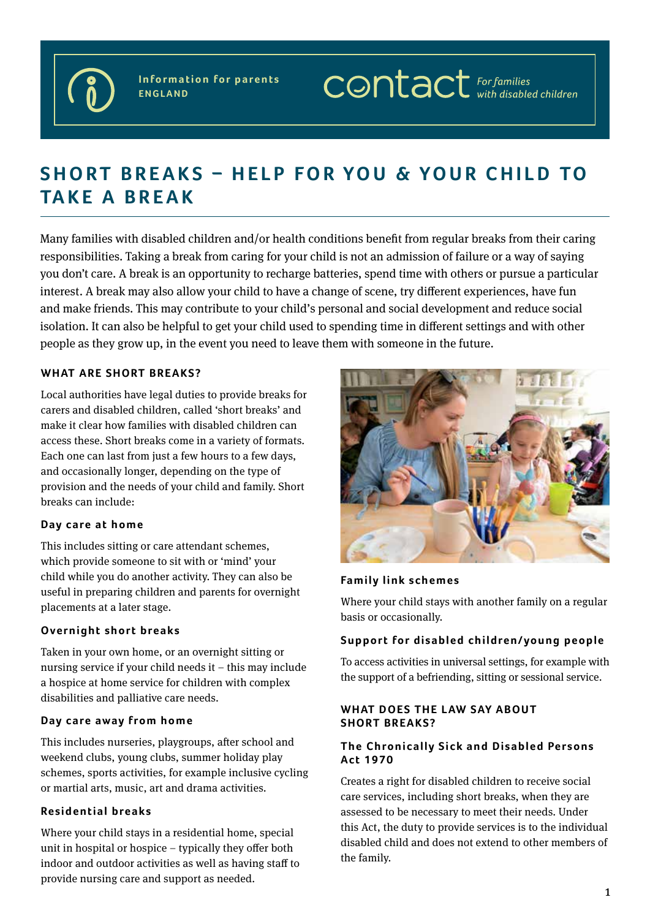Information for parents
ENGLAND

contact *For families with disabled children*

# SHORT BREAKS – HELP FOR YOU & YOUR CHILD TO TAKE A BREAK

Many families with disabled children and/or health conditions benefit from regular breaks from their caring responsibilities. Taking a break from caring for your child is not an admission of failure or a way of saying you don't care. A break is an opportunity to recharge batteries, spend time with others or pursue a particular interest. A break may also allow your child to have a change of scene, try different experiences, have fun and make friends. This may contribute to your child's personal and social development and reduce social isolation. It can also be helpful to get your child used to spending time in different settings and with other people as they grow up, in the event you need to leave them with someone in the future.

## WHAT ARE SHORT BREAKS?

Local authorities have legal duties to provide breaks for carers and disabled children, called 'short breaks' and make it clear how families with disabled children can access these. Short breaks come in a variety of formats. Each one can last from just a few hours to a few days, and occasionally longer, depending on the type of provision and the needs of your child and family. Short breaks can include:

### Day care at home

This includes sitting or care attendant schemes, which provide someone to sit with or 'mind' your child while you do another activity. They can also be useful in preparing children and parents for overnight placements at a later stage.

### Overnight short breaks

Taken in your own home, or an overnight sitting or nursing service if your child needs it – this may include a hospice at home service for children with complex disabilities and palliative care needs.

### Day care away from home

This includes nurseries, playgroups, after school and weekend clubs, young clubs, summer holiday play schemes, sports activities, for example inclusive cycling or martial arts, music, art and drama activities.

### Residential breaks

Where your child stays in a residential home, special unit in hospital or hospice – typically they offer both indoor and outdoor activities as well as having staff to provide nursing care and support as needed.

### Family link schemes

Where your child stays with another family on a regular basis or occasionally.

### Support for disabled children/young people

To access activities in universal settings, for example with the support of a befriending, sitting or sessional service.

## WHAT DOES THE LAW SAY ABOUT SHORT BREAKS?

### The Chronically Sick and Disabled Persons Act 1970

Creates a right for disabled children to receive social care services, including short breaks, when they are assessed to be necessary to meet their needs. Under this Act, the duty to provide services is to the individual disabled child and does not extend to other members of the family.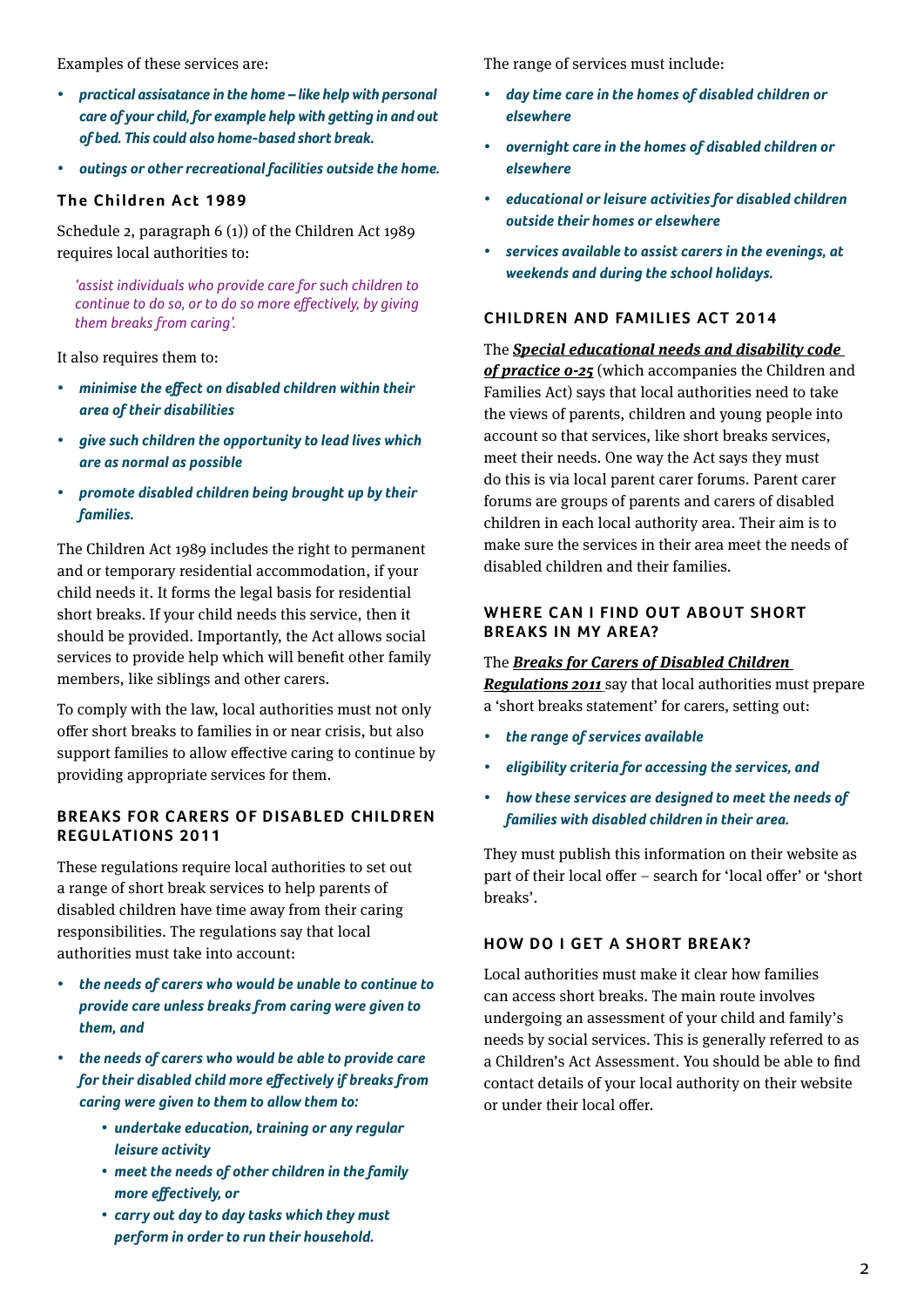Examples of these services are:

- ***practical assisatance in the home – like help with personal care of your child, for example help with getting in and out of bed. This could also home-based short break.***
- ***outings or other recreational facilities outside the home.***

### The Children Act 1989

Schedule 2, paragraph 6 (1)) of the Children Act 1989 requires local authorities to:

> *'assist individuals who provide care for such children to continue to do so, or to do so more effectively, by giving them breaks from caring'.*

It also requires them to:

- ***minimise the effect on disabled children within their area of their disabilities***
- ***give such children the opportunity to lead lives which are as normal as possible***
- ***promote disabled children being brought up by their families.***

The Children Act 1989 includes the right to permanent and or temporary residential accommodation, if your child needs it. It forms the legal basis for residential short breaks. If your child needs this service, then it should be provided. Importantly, the Act allows social services to provide help which will benefit other family members, like siblings and other carers.

To comply with the law, local authorities must not only offer short breaks to families in or near crisis, but also support families to allow effective caring to continue by providing appropriate services for them.

### BREAKS FOR CARERS OF DISABLED CHILDREN REGULATIONS 2011

These regulations require local authorities to set out a range of short break services to help parents of disabled children have time away from their caring responsibilities. The regulations say that local authorities must take into account:

- ***the needs of carers who would be unable to continue to provide care unless breaks from caring were given to them, and***
- ***the needs of carers who would be able to provide care for their disabled child more effectively if breaks from caring were given to them to allow them to:***
  - ***undertake education, training or any regular leisure activity***
  - ***meet the needs of other children in the family more effectively, or***
  - ***carry out day to day tasks which they must perform in order to run their household.***

The range of services must include:

- ***day time care in the homes of disabled children or elsewhere***
- ***overnight care in the homes of disabled children or elsewhere***
- ***educational or leisure activities for disabled children outside their homes or elsewhere***
- ***services available to assist carers in the evenings, at weekends and during the school holidays.***

### CHILDREN AND FAMILIES ACT 2014

The ***Special educational needs and disability code of practice 0-25*** (which accompanies the Children and Families Act) says that local authorities need to take the views of parents, children and young people into account so that services, like short breaks services, meet their needs. One way the Act says they must do this is via local parent carer forums. Parent carer forums are groups of parents and carers of disabled children in each local authority area. Their aim is to make sure the services in their area meet the needs of disabled children and their families.

### WHERE CAN I FIND OUT ABOUT SHORT BREAKS IN MY AREA?

The ***Breaks for Carers of Disabled Children Regulations 2011*** say that local authorities must prepare a 'short breaks statement' for carers, setting out:

- ***the range of services available***
- ***eligibility criteria for accessing the services, and***
- ***how these services are designed to meet the needs of families with disabled children in their area.***

They must publish this information on their website as part of their local offer – search for 'local offer' or 'short breaks'.

### HOW DO I GET A SHORT BREAK?

Local authorities must make it clear how families can access short breaks. The main route involves undergoing an assessment of your child and family's needs by social services. This is generally referred to as a Children's Act Assessment. You should be able to find contact details of your local authority on their website or under their local offer.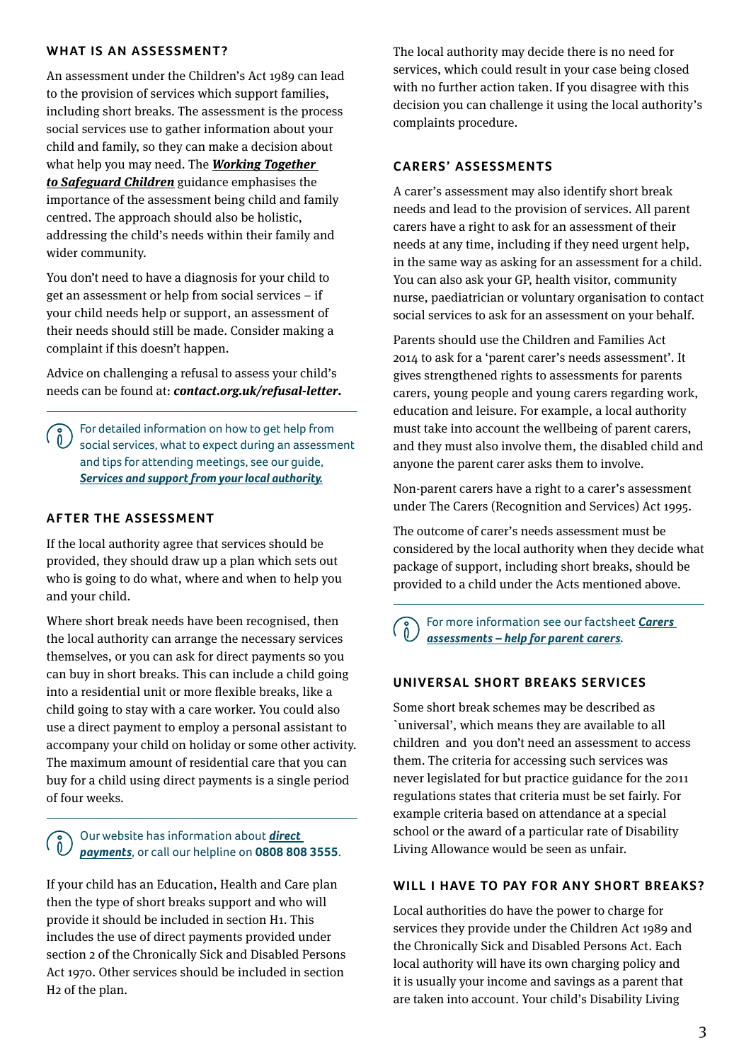## WHAT IS AN ASSESSMENT?

An assessment under the Children's Act 1989 can lead to the provision of services which support families, including short breaks. The assessment is the process social services use to gather information about your child and family, so they can make a decision about what help you may need. The ***Working Together to Safeguard Children*** guidance emphasises the importance of the assessment being child and family centred. The approach should also be holistic, addressing the child's needs within their family and wider community.

You don't need to have a diagnosis for your child to get an assessment or help from social services – if your child needs help or support, an assessment of their needs should still be made. Consider making a complaint if this doesn't happen.

Advice on challenging a refusal to assess your child's needs can be found at: ***contact.org.uk/refusal-letter***.

For detailed information on how to get help from social services, what to expect during an assessment and tips for attending meetings, see our guide, ***Services and support from your local authority***.

## AFTER THE ASSESSMENT

If the local authority agree that services should be provided, they should draw up a plan which sets out who is going to do what, where and when to help you and your child.

Where short break needs have been recognised, then the local authority can arrange the necessary services themselves, or you can ask for direct payments so you can buy in short breaks. This can include a child going into a residential unit or more flexible breaks, like a child going to stay with a care worker. You could also use a direct payment to employ a personal assistant to accompany your child on holiday or some other activity. The maximum amount of residential care that you can buy for a child using direct payments is a single period of four weeks.

Our website has information about ***direct payments***, or call our helpline on **0808 808 3555**.

If your child has an Education, Health and Care plan then the type of short breaks support and who will provide it should be included in section H1. This includes the use of direct payments provided under section 2 of the Chronically Sick and Disabled Persons Act 1970. Other services should be included in section H2 of the plan.

The local authority may decide there is no need for services, which could result in your case being closed with no further action taken. If you disagree with this decision you can challenge it using the local authority's complaints procedure.

## CARERS' ASSESSMENTS

A carer's assessment may also identify short break needs and lead to the provision of services. All parent carers have a right to ask for an assessment of their needs at any time, including if they need urgent help, in the same way as asking for an assessment for a child. You can also ask your GP, health visitor, community nurse, paediatrician or voluntary organisation to contact social services to ask for an assessment on your behalf.

Parents should use the Children and Families Act 2014 to ask for a 'parent carer's needs assessment'. It gives strengthened rights to assessments for parents carers, young people and young carers regarding work, education and leisure. For example, a local authority must take into account the wellbeing of parent carers, and they must also involve them, the disabled child and anyone the parent carer asks them to involve.

Non-parent carers have a right to a carer's assessment under The Carers (Recognition and Services) Act 1995.

The outcome of carer's needs assessment must be considered by the local authority when they decide what package of support, including short breaks, should be provided to a child under the Acts mentioned above.

For more information see our factsheet ***Carers assessments – help for parent carers***.

## UNIVERSAL SHORT BREAKS SERVICES

Some short break schemes may be described as `universal', which means they are available to all children and you don't need an assessment to access them. The criteria for accessing such services was never legislated for but practice guidance for the 2011 regulations states that criteria must be set fairly. For example criteria based on attendance at a special school or the award of a particular rate of Disability Living Allowance would be seen as unfair.

## WILL I HAVE TO PAY FOR ANY SHORT BREAKS?

Local authorities do have the power to charge for services they provide under the Children Act 1989 and the Chronically Sick and Disabled Persons Act. Each local authority will have its own charging policy and it is usually your income and savings as a parent that are taken into account. Your child's Disability Living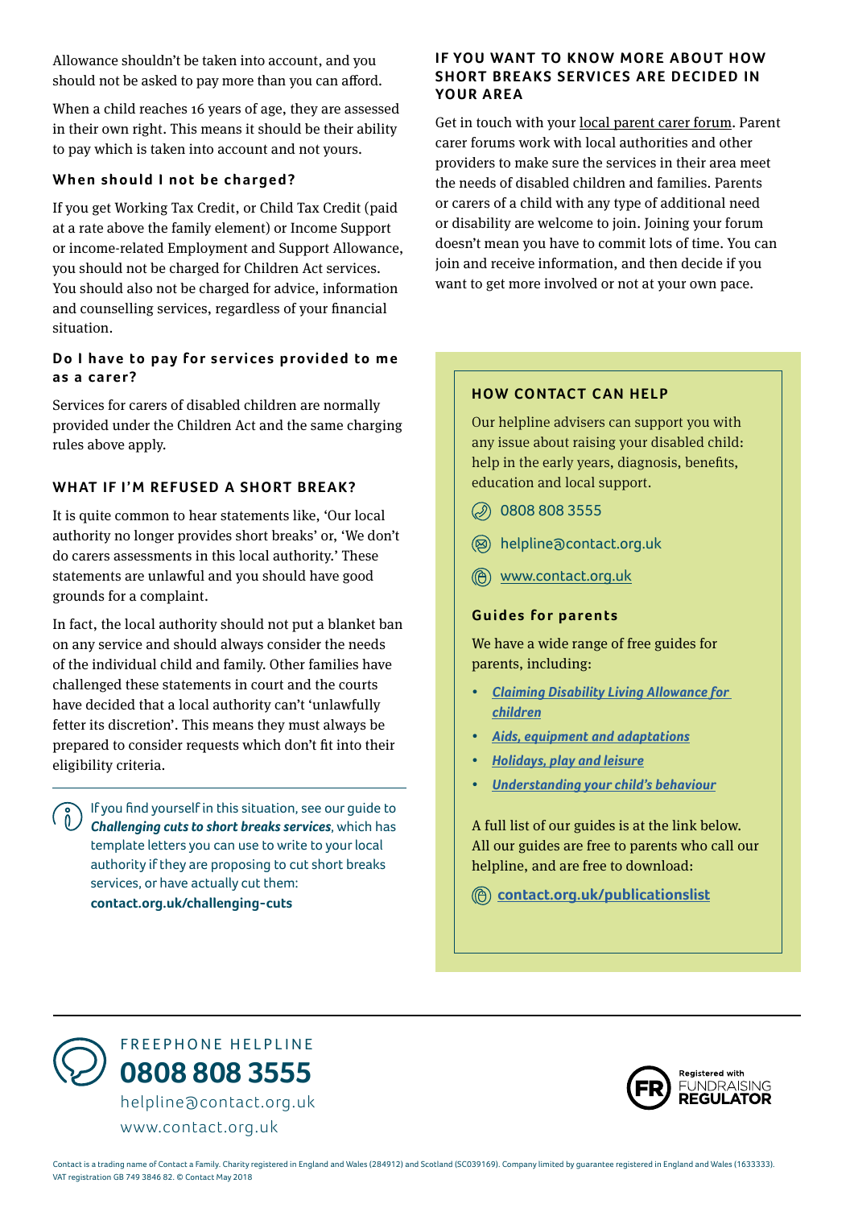Allowance shouldn't be taken into account, and you should not be asked to pay more than you can afford.

When a child reaches 16 years of age, they are assessed in their own right. This means it should be their ability to pay which is taken into account and not yours.

### When should I not be charged?

If you get Working Tax Credit, or Child Tax Credit (paid at a rate above the family element) or Income Support or income-related Employment and Support Allowance, you should not be charged for Children Act services. You should also not be charged for advice, information and counselling services, regardless of your financial situation.

### Do I have to pay for services provided to me as a carer?

Services for carers of disabled children are normally provided under the Children Act and the same charging rules above apply.

## WHAT IF I'M REFUSED A SHORT BREAK?

It is quite common to hear statements like, 'Our local authority no longer provides short breaks' or, 'We don't do carers assessments in this local authority.' These statements are unlawful and you should have good grounds for a complaint.

In fact, the local authority should not put a blanket ban on any service and should always consider the needs of the individual child and family. Other families have challenged these statements in court and the courts have decided that a local authority can't 'unlawfully fetter its discretion'. This means they must always be prepared to consider requests which don't fit into their eligibility criteria.

If you find yourself in this situation, see our guide to ***Challenging cuts to short breaks services***, which has template letters you can use to write to your local authority if they are proposing to cut short breaks services, or have actually cut them: **contact.org.uk/challenging-cuts**

## IF YOU WANT TO KNOW MORE ABOUT HOW SHORT BREAKS SERVICES ARE DECIDED IN YOUR AREA

Get in touch with your local parent carer forum. Parent carer forums work with local authorities and other providers to make sure the services in their area meet the needs of disabled children and families. Parents or carers of a child with any type of additional need or disability are welcome to join. Joining your forum doesn't mean you have to commit lots of time. You can join and receive information, and then decide if you want to get more involved or not at your own pace.

## HOW CONTACT CAN HELP

Our helpline advisers can support you with any issue about raising your disabled child: help in the early years, diagnosis, benefits, education and local support.

0808 808 3555

helpline@contact.org.uk

www.contact.org.uk

### Guides for parents

We have a wide range of free guides for parents, including:

- ***Claiming Disability Living Allowance for children***
- ***Aids, equipment and adaptations***
- ***Holidays, play and leisure***
- ***Understanding your child's behaviour***

A full list of our guides is at the link below. All our guides are free to parents who call our helpline, and are free to download:

**contact.org.uk/publicationslist**

FREEPHONE HELPLINE
**0808 808 3555**
helpline@contact.org.uk
www.contact.org.uk

Registered with FUNDRAISING REGULATOR

Contact is a trading name of Contact a Family. Charity registered in England and Wales (284912) and Scotland (SC039169). Company limited by guarantee registered in England and Wales (1633333). VAT registration GB 749 3846 82. © Contact May 2018